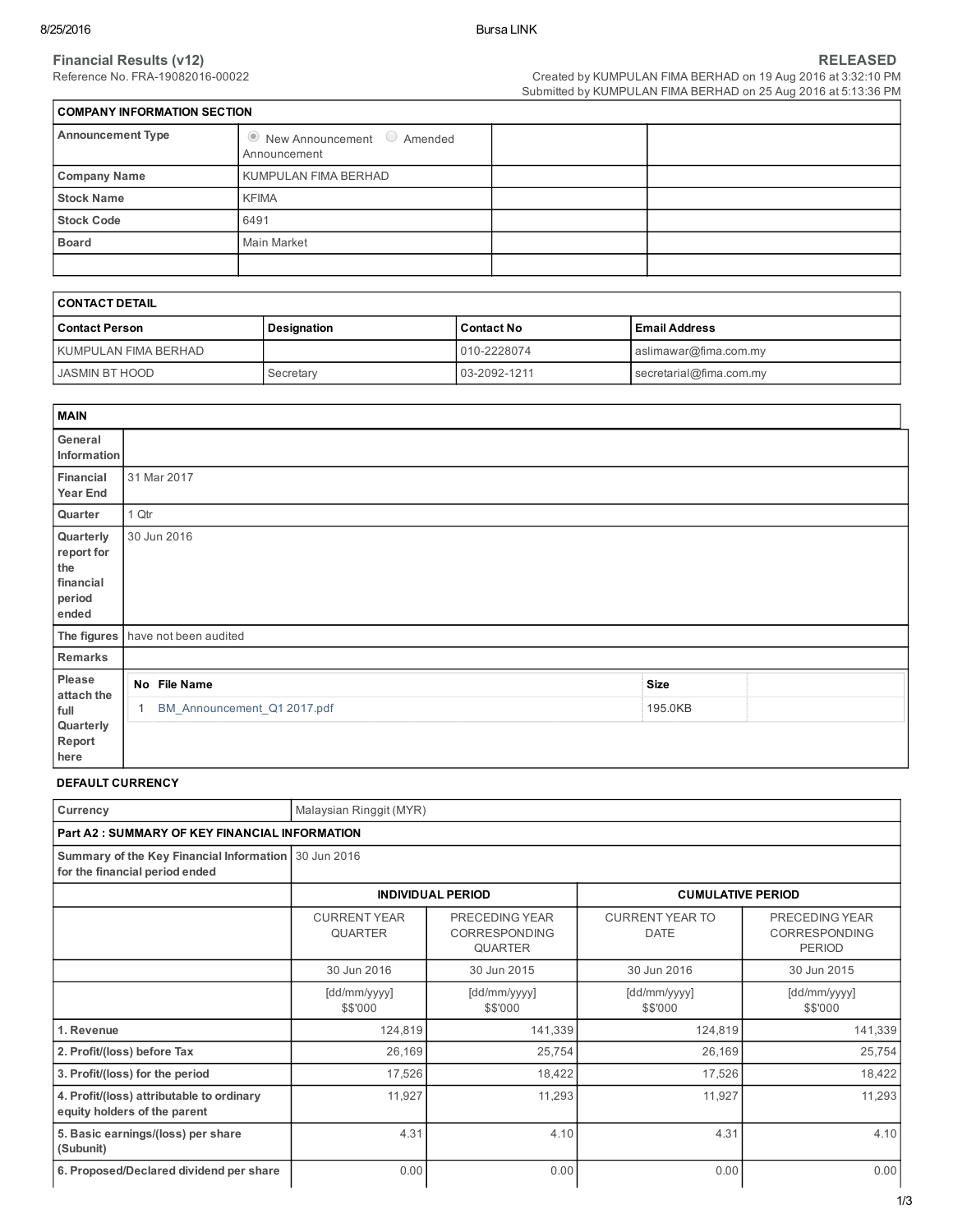## Financial Results (v12)

Reference No. FRA-19082016-00022

**RELEASED**

Created by KUMPULAN FIMA BERHAD on 19 Aug 2016 at 3:32:10 PM
Submitted by KUMPULAN FIMA BERHAD on 25 Aug 2016 at 5:13:36 PM

| COMPANY INFORMATION SECTION | | | |
|---|---|---|---|
| **Announcement Type** | New Announcement / Amended Announcement | | |
| **Company Name** | KUMPULAN FIMA BERHAD | | |
| **Stock Name** | KFIMA | | |
| **Stock Code** | 6491 | | |
| **Board** | Main Market | | |
| | | | |

| CONTACT DETAIL | | | |
|---|---|---|---|
| **Contact Person** | **Designation** | **Contact No** | **Email Address** |
| KUMPULAN FIMA BERHAD | | 010-2228074 | aslimawar@fima.com.my |
| JASMIN BT HOOD | Secretary | 03-2092-1211 | secretarial@fima.com.my |

| MAIN | |
|---|---|
| **General Information** | |
| **Financial Year End** | 31 Mar 2017 |
| **Quarter** | 1 Qtr |
| **Quarterly report for the financial period ended** | 30 Jun 2016 |
| **The figures** | have not been audited |
| **Remarks** | |
| **Please attach the full Quarterly Report here** | No. 1 — File Name: BM_Announcement_Q1 2017.pdf — Size: 195.0KB |

**DEFAULT CURRENCY**

| Currency | Malaysian Ringgit (MYR) | | | |
|---|---|---|---|---|
| **Part A2 : SUMMARY OF KEY FINANCIAL INFORMATION** | | | | |
| **Summary of the Key Financial Information for the financial period ended** | 30 Jun 2016 | | | |
| | **INDIVIDUAL PERIOD** | | **CUMULATIVE PERIOD** | |
| | CURRENT YEAR QUARTER | PRECEDING YEAR CORRESPONDING QUARTER | CURRENT YEAR TO DATE | PRECEDING YEAR CORRESPONDING PERIOD |
| | 30 Jun 2016 | 30 Jun 2015 | 30 Jun 2016 | 30 Jun 2015 |
| | [dd/mm/yyyy] $$'000 | [dd/mm/yyyy] $$'000 | [dd/mm/yyyy] $$'000 | [dd/mm/yyyy] $$'000 |
| **1. Revenue** | 124,819 | 141,339 | 124,819 | 141,339 |
| **2. Profit/(loss) before Tax** | 26,169 | 25,754 | 26,169 | 25,754 |
| **3. Profit/(loss) for the period** | 17,526 | 18,422 | 17,526 | 18,422 |
| **4. Profit/(loss) attributable to ordinary equity holders of the parent** | 11,927 | 11,293 | 11,927 | 11,293 |
| **5. Basic earnings/(loss) per share (Subunit)** | 4.31 | 4.10 | 4.31 | 4.10 |
| **6. Proposed/Declared dividend per share** | 0.00 | 0.00 | 0.00 | 0.00 |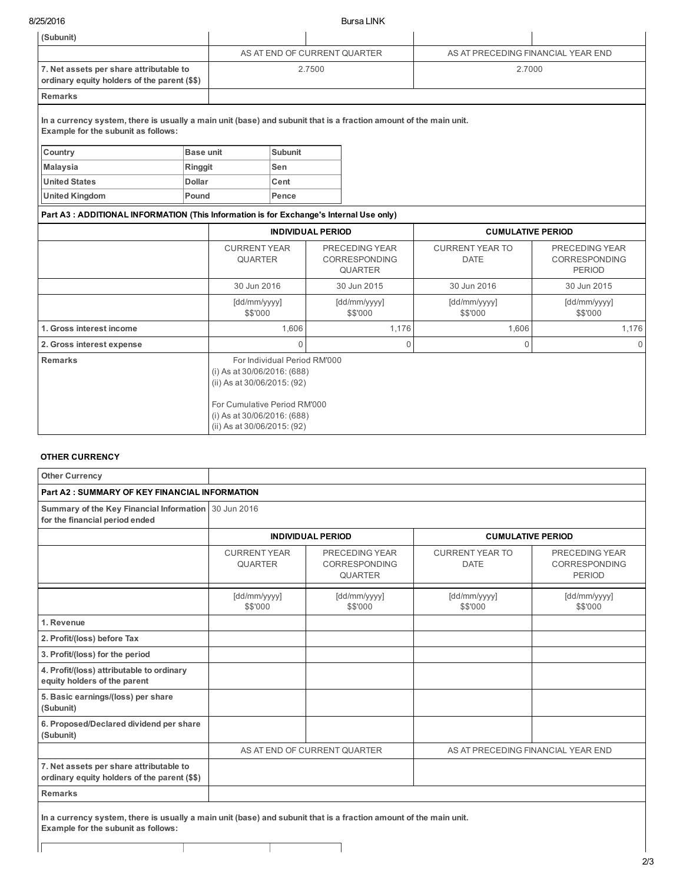| (Subunit) | | | | |
|---|---|---|---|---|
| | AS AT END OF CURRENT QUARTER | | AS AT PRECEDING FINANCIAL YEAR END | |
| 7. Net assets per share attributable to ordinary equity holders of the parent ($$) | 2.7500 | | 2.7000 | |
| Remarks | | | | |

**In a currency system, there is usually a main unit (base) and subunit that is a fraction amount of the main unit.**
**Example for the subunit as follows:**

| Country | Base unit | Subunit |
|---|---|---|
| Malaysia | Ringgit | Sen |
| United States | Dollar | Cent |
| United Kingdom | Pound | Pence |

**Part A3 : ADDITIONAL INFORMATION (This Information is for Exchange's Internal Use only)**

| | INDIVIDUAL PERIOD | | CUMULATIVE PERIOD | |
|---|---|---|---|---|
| | CURRENT YEAR QUARTER | PRECEDING YEAR CORRESPONDING QUARTER | CURRENT YEAR TO DATE | PRECEDING YEAR CORRESPONDING PERIOD |
| | 30 Jun 2016 | 30 Jun 2015 | 30 Jun 2016 | 30 Jun 2015 |
| | [dd/mm/yyyy] $$'000 | [dd/mm/yyyy] $$'000 | [dd/mm/yyyy] $$'000 | [dd/mm/yyyy] $$'000 |
| 1. Gross interest income | 1,606 | 1,176 | 1,606 | 1,176 |
| 2. Gross interest expense | 0 | 0 | 0 | 0 |
| Remarks | For Individual Period RM'000<br>(i) As at 30/06/2016: (688)<br>(ii) As at 30/06/2015: (92)<br><br>For Cumulative Period RM'000<br>(i) As at 30/06/2016: (688)<br>(ii) As at 30/06/2015: (92) | | | |

**OTHER CURRENCY**

| Other Currency | | | | |
|---|---|---|---|---|
| **Part A2 : SUMMARY OF KEY FINANCIAL INFORMATION** | | | | |
| Summary of the Key Financial Information for the financial period ended | 30 Jun 2016 | | | |
| | INDIVIDUAL PERIOD | | CUMULATIVE PERIOD | |
| | CURRENT YEAR QUARTER | PRECEDING YEAR CORRESPONDING QUARTER | CURRENT YEAR TO DATE | PRECEDING YEAR CORRESPONDING PERIOD |
| | [dd/mm/yyyy] $$'000 | [dd/mm/yyyy] $$'000 | [dd/mm/yyyy] $$'000 | [dd/mm/yyyy] $$'000 |
| 1. Revenue | | | | |
| 2. Profit/(loss) before Tax | | | | |
| 3. Profit/(loss) for the period | | | | |
| 4. Profit/(loss) attributable to ordinary equity holders of the parent | | | | |
| 5. Basic earnings/(loss) per share (Subunit) | | | | |
| 6. Proposed/Declared dividend per share (Subunit) | | | | |
| | AS AT END OF CURRENT QUARTER | | AS AT PRECEDING FINANCIAL YEAR END | |
| 7. Net assets per share attributable to ordinary equity holders of the parent ($$) | | | | |
| Remarks | | | | |

**In a currency system, there is usually a main unit (base) and subunit that is a fraction amount of the main unit.**
**Example for the subunit as follows:**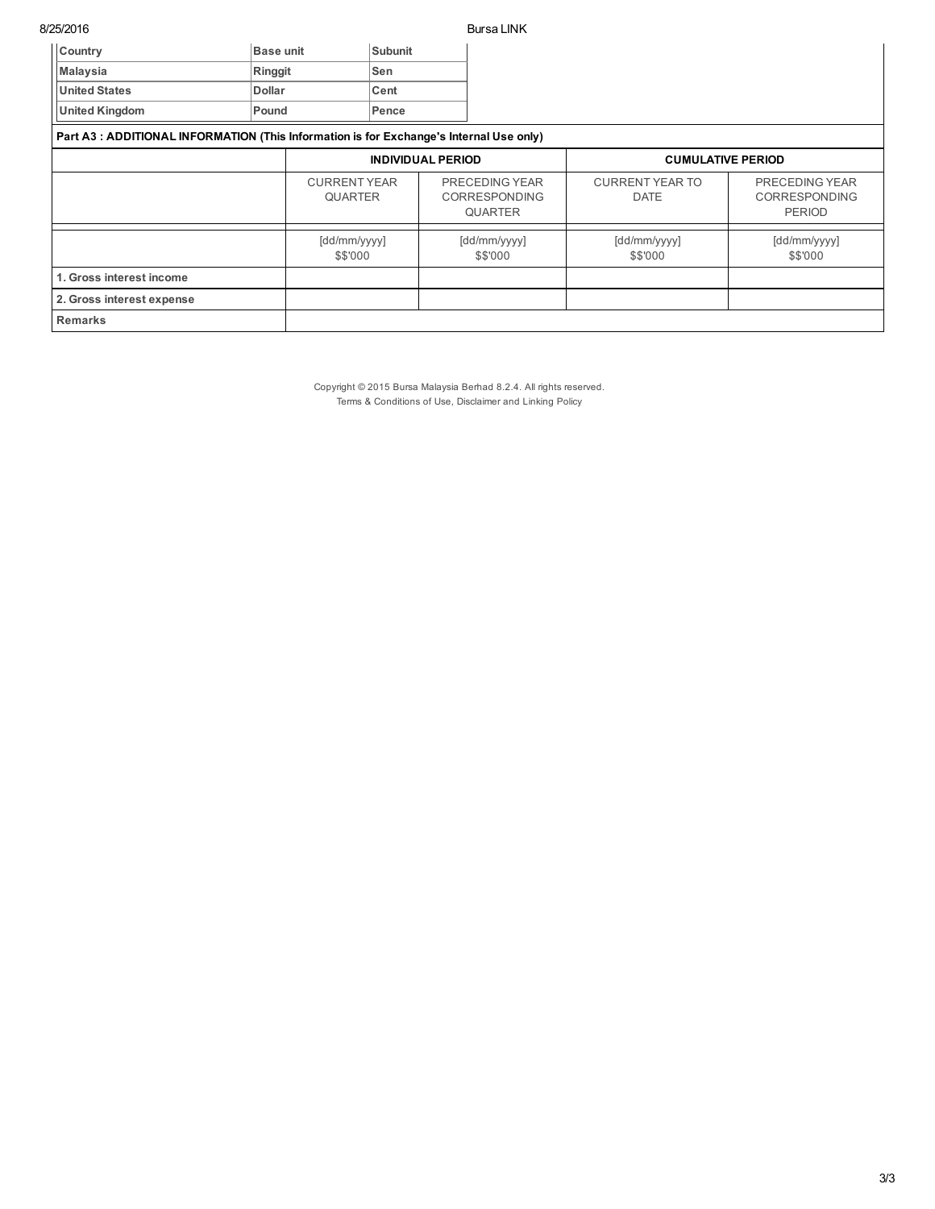| Country | Base unit | Subunit |
|---|---|---|
| Malaysia | Ringgit | Sen |
| United States | Dollar | Cent |
| United Kingdom | Pound | Pence |

**Part A3 : ADDITIONAL INFORMATION (This Information is for Exchange's Internal Use only)**

| | INDIVIDUAL PERIOD | | CUMULATIVE PERIOD | |
|---|---|---|---|---|
| | CURRENT YEAR QUARTER | PRECEDING YEAR CORRESPONDING QUARTER | CURRENT YEAR TO DATE | PRECEDING YEAR CORRESPONDING PERIOD |
| | [dd/mm/yyyy] $$'000 | [dd/mm/yyyy] $$'000 | [dd/mm/yyyy] $$'000 | [dd/mm/yyyy] $$'000 |
| **1. Gross interest income** | | | | |
| **2. Gross interest expense** | | | | |
| **Remarks** | | | | |

Copyright © 2015 Bursa Malaysia Berhad 8.2.4. All rights reserved.
Terms & Conditions of Use, Disclaimer and Linking Policy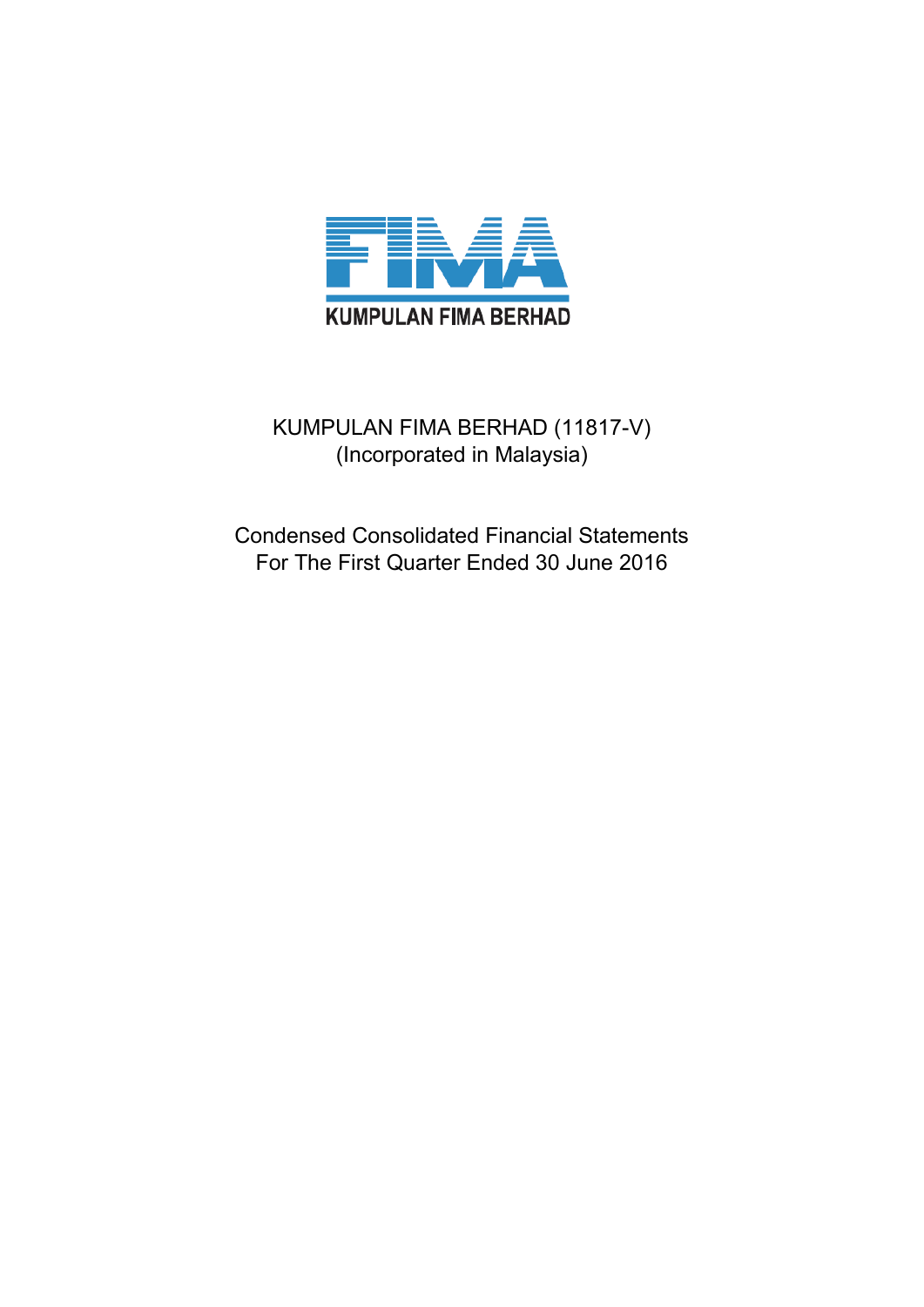KUMPULAN FIMA BERHAD

KUMPULAN FIMA BERHAD (11817-V)
(Incorporated in Malaysia)

Condensed Consolidated Financial Statements
For The First Quarter Ended 30 June 2016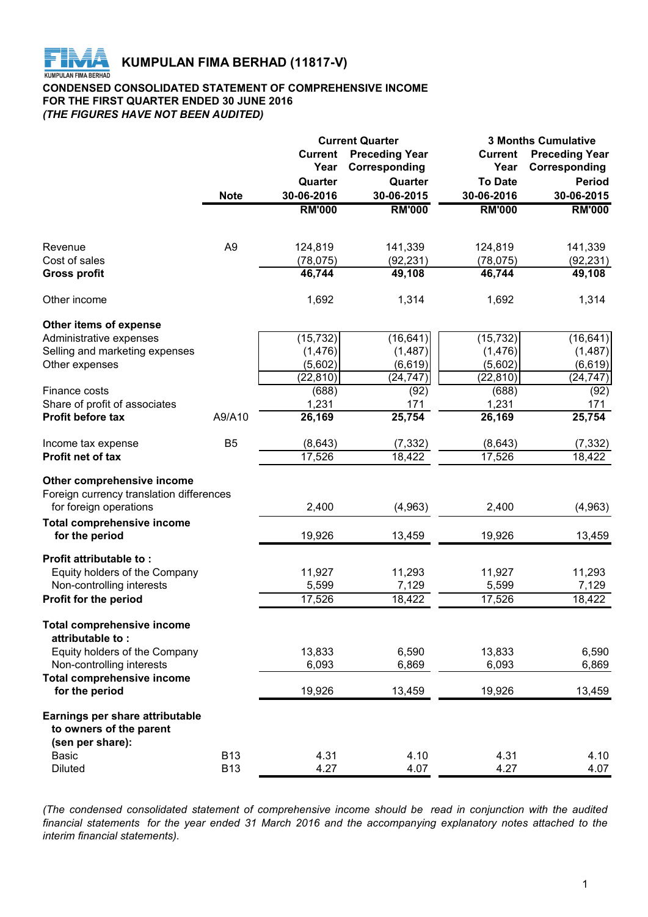# KUMPULAN FIMA BERHAD (11817-V)

**CONDENSED CONSOLIDATED STATEMENT OF COMPREHENSIVE INCOME**
**FOR THE FIRST QUARTER ENDED 30 JUNE 2016**
***(THE FIGURES HAVE NOT BEEN AUDITED)***

| | Note | Current Quarter | | 3 Months Cumulative | |
|---|---|---|---|---|---|
| | | Current Year Quarter 30-06-2016 | Preceding Year Corresponding Quarter 30-06-2015 | Current Year To Date 30-06-2016 | Preceding Year Corresponding Period 30-06-2015 |
| | | RM'000 | RM'000 | RM'000 | RM'000 |
| Revenue | A9 | 124,819 | 141,339 | 124,819 | 141,339 |
| Cost of sales | | (78,075) | (92,231) | (78,075) | (92,231) |
| **Gross profit** | | **46,744** | **49,108** | **46,744** | **49,108** |
| Other income | | 1,692 | 1,314 | 1,692 | 1,314 |
| **Other items of expense** | | | | | |
| Administrative expenses | | (15,732) | (16,641) | (15,732) | (16,641) |
| Selling and marketing expenses | | (1,476) | (1,487) | (1,476) | (1,487) |
| Other expenses | | (5,602) | (6,619) | (5,602) | (6,619) |
| | | (22,810) | (24,747) | (22,810) | (24,747) |
| Finance costs | | (688) | (92) | (688) | (92) |
| Share of profit of associates | | 1,231 | 171 | 1,231 | 171 |
| **Profit before tax** | A9/A10 | **26,169** | **25,754** | **26,169** | **25,754** |
| Income tax expense | B5 | (8,643) | (7,332) | (8,643) | (7,332) |
| **Profit net of tax** | | 17,526 | 18,422 | 17,526 | 18,422 |
| **Other comprehensive income** | | | | | |
| Foreign currency translation differences for foreign operations | | 2,400 | (4,963) | 2,400 | (4,963) |
| **Total comprehensive income for the period** | | 19,926 | 13,459 | 19,926 | 13,459 |
| **Profit attributable to :** | | | | | |
| Equity holders of the Company | | 11,927 | 11,293 | 11,927 | 11,293 |
| Non-controlling interests | | 5,599 | 7,129 | 5,599 | 7,129 |
| **Profit for the period** | | 17,526 | 18,422 | 17,526 | 18,422 |
| **Total comprehensive income attributable to :** | | | | | |
| Equity holders of the Company | | 13,833 | 6,590 | 13,833 | 6,590 |
| Non-controlling interests | | 6,093 | 6,869 | 6,093 | 6,869 |
| **Total comprehensive income for the period** | | 19,926 | 13,459 | 19,926 | 13,459 |
| **Earnings per share attributable to owners of the parent (sen per share):** | | | | | |
| Basic | B13 | 4.31 | 4.10 | 4.31 | 4.10 |
| Diluted | B13 | 4.27 | 4.07 | 4.27 | 4.07 |

*(The condensed consolidated statement of comprehensive income should be read in conjunction with the audited financial statements for the year ended 31 March 2016 and the accompanying explanatory notes attached to the interim financial statements).*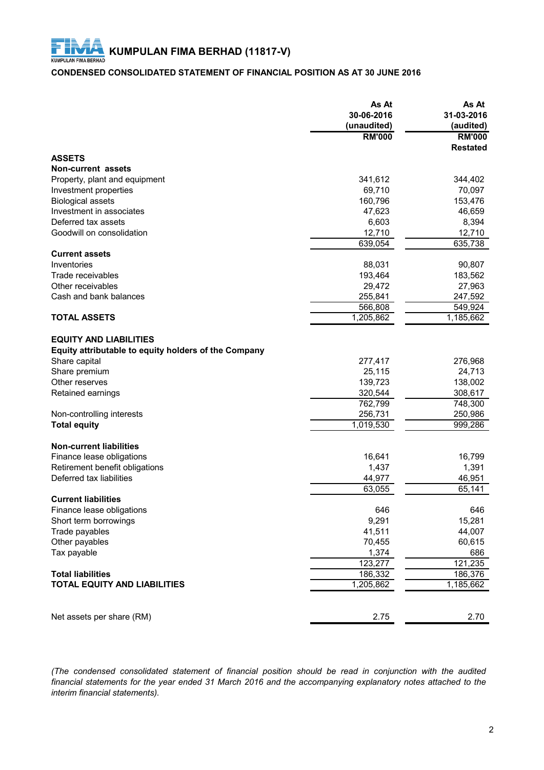# KUMPULAN FIMA BERHAD (11817-V)

## CONDENSED CONSOLIDATED STATEMENT OF FINANCIAL POSITION AS AT 30 JUNE 2016

| | As At 30-06-2016 (unaudited) RM'000 | As At 31-03-2016 (audited) RM'000 Restated |
|---|---|---|
| **ASSETS** | | |
| **Non-current assets** | | |
| Property, plant and equipment | 341,612 | 344,402 |
| Investment properties | 69,710 | 70,097 |
| Biological assets | 160,796 | 153,476 |
| Investment in associates | 47,623 | 46,659 |
| Deferred tax assets | 6,603 | 8,394 |
| Goodwill on consolidation | 12,710 | 12,710 |
| | 639,054 | 635,738 |
| **Current assets** | | |
| Inventories | 88,031 | 90,807 |
| Trade receivables | 193,464 | 183,562 |
| Other receivables | 29,472 | 27,963 |
| Cash and bank balances | 255,841 | 247,592 |
| | 566,808 | 549,924 |
| **TOTAL ASSETS** | 1,205,862 | 1,185,662 |
| | | |
| **EQUITY AND LIABILITIES** | | |
| **Equity attributable to equity holders of the Company** | | |
| Share capital | 277,417 | 276,968 |
| Share premium | 25,115 | 24,713 |
| Other reserves | 139,723 | 138,002 |
| Retained earnings | 320,544 | 308,617 |
| | 762,799 | 748,300 |
| Non-controlling interests | 256,731 | 250,986 |
| **Total equity** | 1,019,530 | 999,286 |
| | | |
| **Non-current liabilities** | | |
| Finance lease obligations | 16,641 | 16,799 |
| Retirement benefit obligations | 1,437 | 1,391 |
| Deferred tax liabilities | 44,977 | 46,951 |
| | 63,055 | 65,141 |
| **Current liabilities** | | |
| Finance lease obligations | 646 | 646 |
| Short term borrowings | 9,291 | 15,281 |
| Trade payables | 41,511 | 44,007 |
| Other payables | 70,455 | 60,615 |
| Tax payable | 1,374 | 686 |
| | 123,277 | 121,235 |
| **Total liabilities** | 186,332 | 186,376 |
| **TOTAL EQUITY AND LIABILITIES** | 1,205,862 | 1,185,662 |
| | | |
| Net assets per share (RM) | 2.75 | 2.70 |

*(The condensed consolidated statement of financial position should be read in conjunction with the audited financial statements for the year ended 31 March 2016 and the accompanying explanatory notes attached to the interim financial statements).*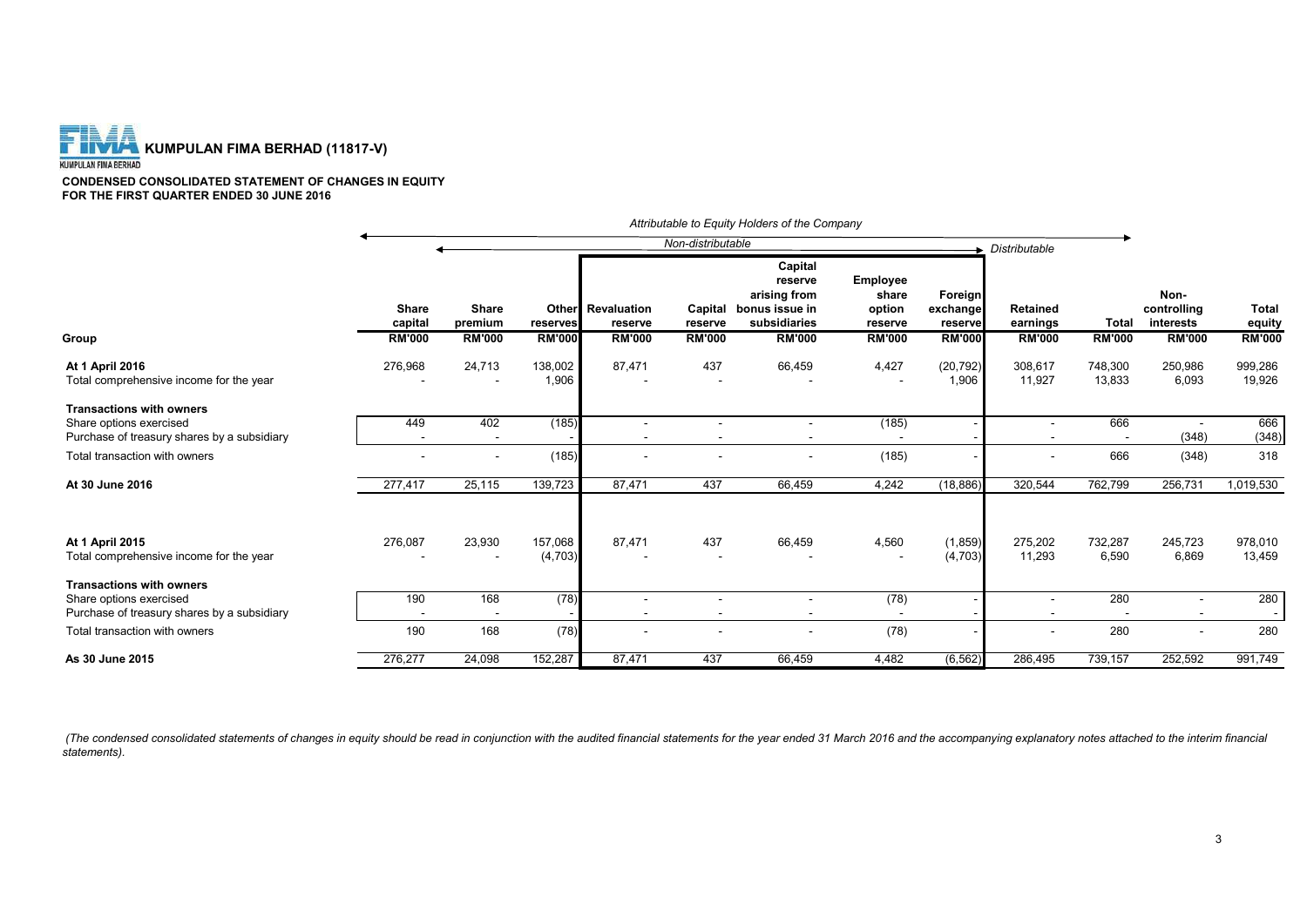**KUMPULAN FIMA BERHAD (11817-V)**

**CONDENSED CONSOLIDATED STATEMENT OF CHANGES IN EQUITY**
**FOR THE FIRST QUARTER ENDED 30 JUNE 2016**

| | *Attributable to Equity Holders of the Company* | | | | | | | | | | | |
|---|---|---|---|---|---|---|---|---|---|---|---|---|
| | | *Non-distributable* | | | | | | | *Distributable* | | | |
| | **Share capital** | **Share premium** | **Other reserves** | **Revaluation reserve** | **Capital reserve** | **Capital reserve arising from bonus issue in subsidiaries** | **Employee share option reserve** | **Foreign exchange reserve** | **Retained earnings** | **Total** | **Non-controlling interests** | **Total equity** |
| **Group** | **RM'000** | **RM'000** | **RM'000** | **RM'000** | **RM'000** | **RM'000** | **RM'000** | **RM'000** | **RM'000** | **RM'000** | **RM'000** | **RM'000** |
| **At 1 April 2016** | 276,968 | 24,713 | 138,002 | 87,471 | 437 | 66,459 | 4,427 | (20,792) | 308,617 | 748,300 | 250,986 | 999,286 |
| Total comprehensive income for the year | - | - | 1,906 | - | - | - | - | 1,906 | 11,927 | 13,833 | 6,093 | 19,926 |
| **Transactions with owners** | | | | | | | | | | | | |
| Share options exercised | 449 | 402 | (185) | - | - | - | (185) | - | - | 666 | - | 666 |
| Purchase of treasury shares by a subsidiary | - | - | - | - | - | - | - | - | - | - | (348) | (348) |
| Total transaction with owners | - | - | (185) | - | - | - | (185) | - | - | 666 | (348) | 318 |
| **At 30 June 2016** | 277,417 | 25,115 | 139,723 | 87,471 | 437 | 66,459 | 4,242 | (18,886) | 320,544 | 762,799 | 256,731 | 1,019,530 |
| | | | | | | | | | | | | |
| **At 1 April 2015** | 276,087 | 23,930 | 157,068 | 87,471 | 437 | 66,459 | 4,560 | (1,859) | 275,202 | 732,287 | 245,723 | 978,010 |
| Total comprehensive income for the year | - | - | (4,703) | - | - | - | - | (4,703) | 11,293 | 6,590 | 6,869 | 13,459 |
| **Transactions with owners** | | | | | | | | | | | | |
| Share options exercised | 190 | 168 | (78) | - | - | - | (78) | - | - | 280 | - | 280 |
| Purchase of treasury shares by a subsidiary | - | - | - | - | - | - | - | - | - | - | - | - |
| Total transaction with owners | 190 | 168 | (78) | - | - | - | (78) | - | - | 280 | - | 280 |
| **As 30 June 2015** | 276,277 | 24,098 | 152,287 | 87,471 | 437 | 66,459 | 4,482 | (6,562) | 286,495 | 739,157 | 252,592 | 991,749 |

*(The condensed consolidated statements of changes in equity should be read in conjunction with the audited financial statements for the year ended 31 March 2016 and the accompanying explanatory notes attached to the interim financial statements).*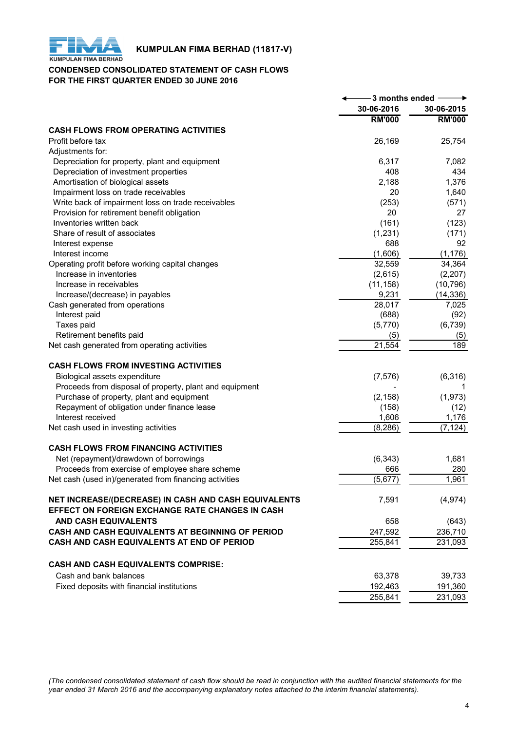**KUMPULAN FIMA BERHAD (11817-V)**

**CONDENSED CONSOLIDATED STATEMENT OF CASH FLOWS**
**FOR THE FIRST QUARTER ENDED 30 JUNE 2016**

| | 3 months ended | |
|---|---|---|
| | 30-06-2016 | 30-06-2015 |
| | RM'000 | RM'000 |
| **CASH FLOWS FROM OPERATING ACTIVITIES** | | |
| Profit before tax | 26,169 | 25,754 |
| Adjustments for: | | |
| Depreciation for property, plant and equipment | 6,317 | 7,082 |
| Depreciation of investment properties | 408 | 434 |
| Amortisation of biological assets | 2,188 | 1,376 |
| Impairment loss on trade receivables | 20 | 1,640 |
| Write back of impairment loss on trade receivables | (253) | (571) |
| Provision for retirement benefit obligation | 20 | 27 |
| Inventories written back | (161) | (123) |
| Share of result of associates | (1,231) | (171) |
| Interest expense | 688 | 92 |
| Interest income | (1,606) | (1,176) |
| Operating profit before working capital changes | 32,559 | 34,364 |
| Increase in inventories | (2,615) | (2,207) |
| Increase in receivables | (11,158) | (10,796) |
| Increase/(decrease) in payables | 9,231 | (14,336) |
| Cash generated from operations | 28,017 | 7,025 |
| Interest paid | (688) | (92) |
| Taxes paid | (5,770) | (6,739) |
| Retirement benefits paid | (5) | (5) |
| Net cash generated from operating activities | 21,554 | 189 |
| **CASH FLOWS FROM INVESTING ACTIVITIES** | | |
| Biological assets expenditure | (7,576) | (6,316) |
| Proceeds from disposal of property, plant and equipment | - | 1 |
| Purchase of property, plant and equipment | (2,158) | (1,973) |
| Repayment of obligation under finance lease | (158) | (12) |
| Interest received | 1,606 | 1,176 |
| Net cash used in investing activities | (8,286) | (7,124) |
| **CASH FLOWS FROM FINANCING ACTIVITIES** | | |
| Net (repayment)/drawdown of borrowings | (6,343) | 1,681 |
| Proceeds from exercise of employee share scheme | 666 | 280 |
| Net cash (used in)/generated from financing activities | (5,677) | 1,961 |
| **NET INCREASE/(DECREASE) IN CASH AND CASH EQUIVALENTS** | 7,591 | (4,974) |
| **EFFECT ON FOREIGN EXCHANGE RATE CHANGES IN CASH AND CASH EQUIVALENTS** | 658 | (643) |
| **CASH AND CASH EQUIVALENTS AT BEGINNING OF PERIOD** | 247,592 | 236,710 |
| **CASH AND CASH EQUIVALENTS AT END OF PERIOD** | 255,841 | 231,093 |
| **CASH AND CASH EQUIVALENTS COMPRISE:** | | |
| Cash and bank balances | 63,378 | 39,733 |
| Fixed deposits with financial institutions | 192,463 | 191,360 |
| | 255,841 | 231,093 |

*(The condensed consolidated statement of cash flow should be read in conjunction with the audited financial statements for the year ended 31 March 2016 and the accompanying explanatory notes attached to the interim financial statements).*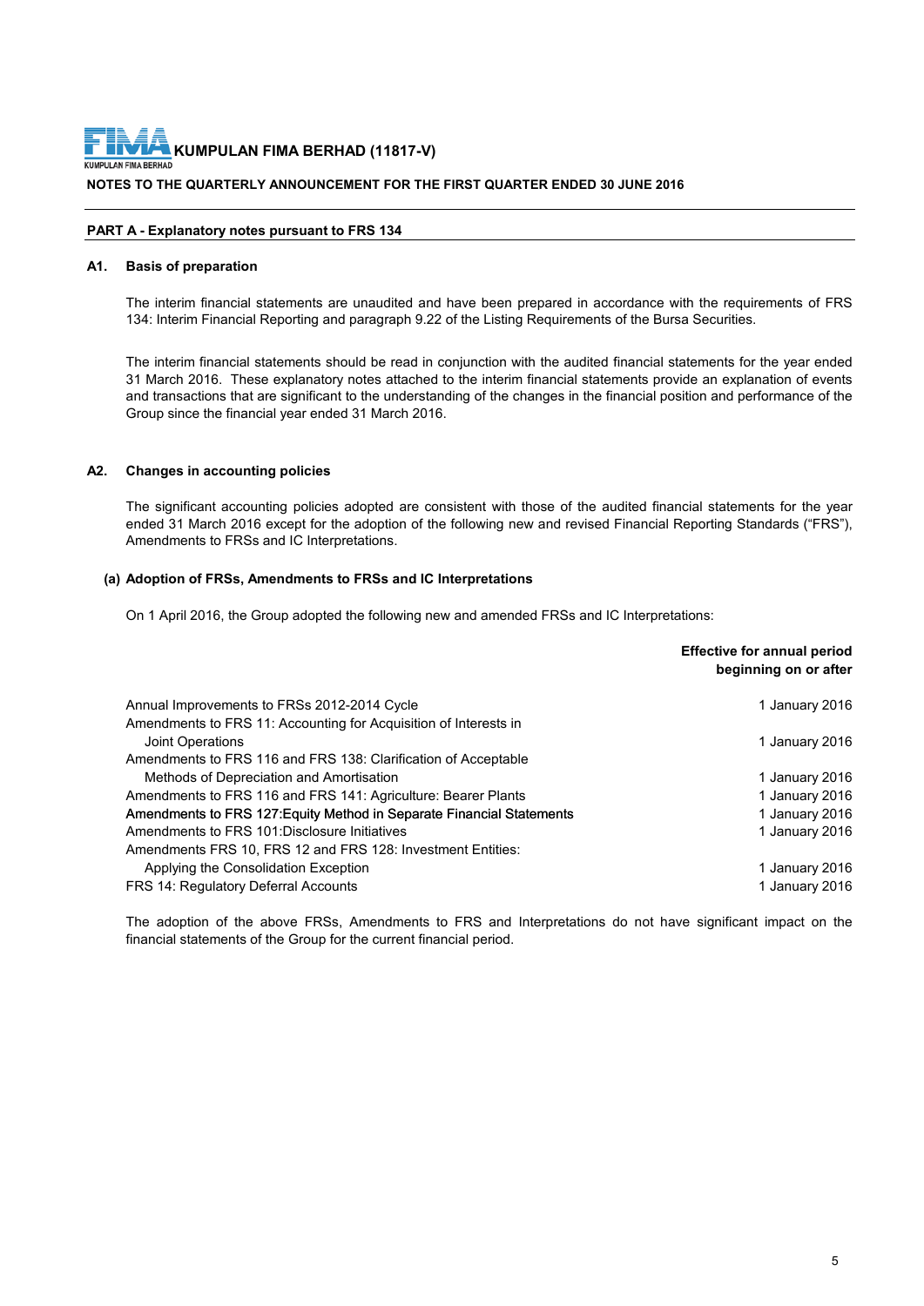**KUMPULAN FIMA BERHAD (11817-V)**

**NOTES TO THE QUARTERLY ANNOUNCEMENT FOR THE FIRST QUARTER ENDED 30 JUNE 2016**

## PART A - Explanatory notes pursuant to FRS 134

### A1. Basis of preparation

The interim financial statements are unaudited and have been prepared in accordance with the requirements of FRS 134: Interim Financial Reporting and paragraph 9.22 of the Listing Requirements of the Bursa Securities.

The interim financial statements should be read in conjunction with the audited financial statements for the year ended 31 March 2016. These explanatory notes attached to the interim financial statements provide an explanation of events and transactions that are significant to the understanding of the changes in the financial position and performance of the Group since the financial year ended 31 March 2016.

### A2. Changes in accounting policies

The significant accounting policies adopted are consistent with those of the audited financial statements for the year ended 31 March 2016 except for the adoption of the following new and revised Financial Reporting Standards ("FRS"), Amendments to FRSs and IC Interpretations.

#### (a) Adoption of FRSs, Amendments to FRSs and IC Interpretations

On 1 April 2016, the Group adopted the following new and amended FRSs and IC Interpretations:

| | Effective for annual period beginning on or after |
|---|---|
| Annual Improvements to FRSs 2012-2014 Cycle | 1 January 2016 |
| Amendments to FRS 11: Accounting for Acquisition of Interests in Joint Operations | 1 January 2016 |
| Amendments to FRS 116 and FRS 138: Clarification of Acceptable Methods of Depreciation and Amortisation | 1 January 2016 |
| Amendments to FRS 116 and FRS 141: Agriculture: Bearer Plants | 1 January 2016 |
| Amendments to FRS 127:Equity Method in Separate Financial Statements | 1 January 2016 |
| Amendments to FRS 101:Disclosure Initiatives | 1 January 2016 |
| Amendments FRS 10, FRS 12 and FRS 128: Investment Entities: Applying the Consolidation Exception | 1 January 2016 |
| FRS 14: Regulatory Deferral Accounts | 1 January 2016 |

The adoption of the above FRSs, Amendments to FRS and Interpretations do not have significant impact on the financial statements of the Group for the current financial period.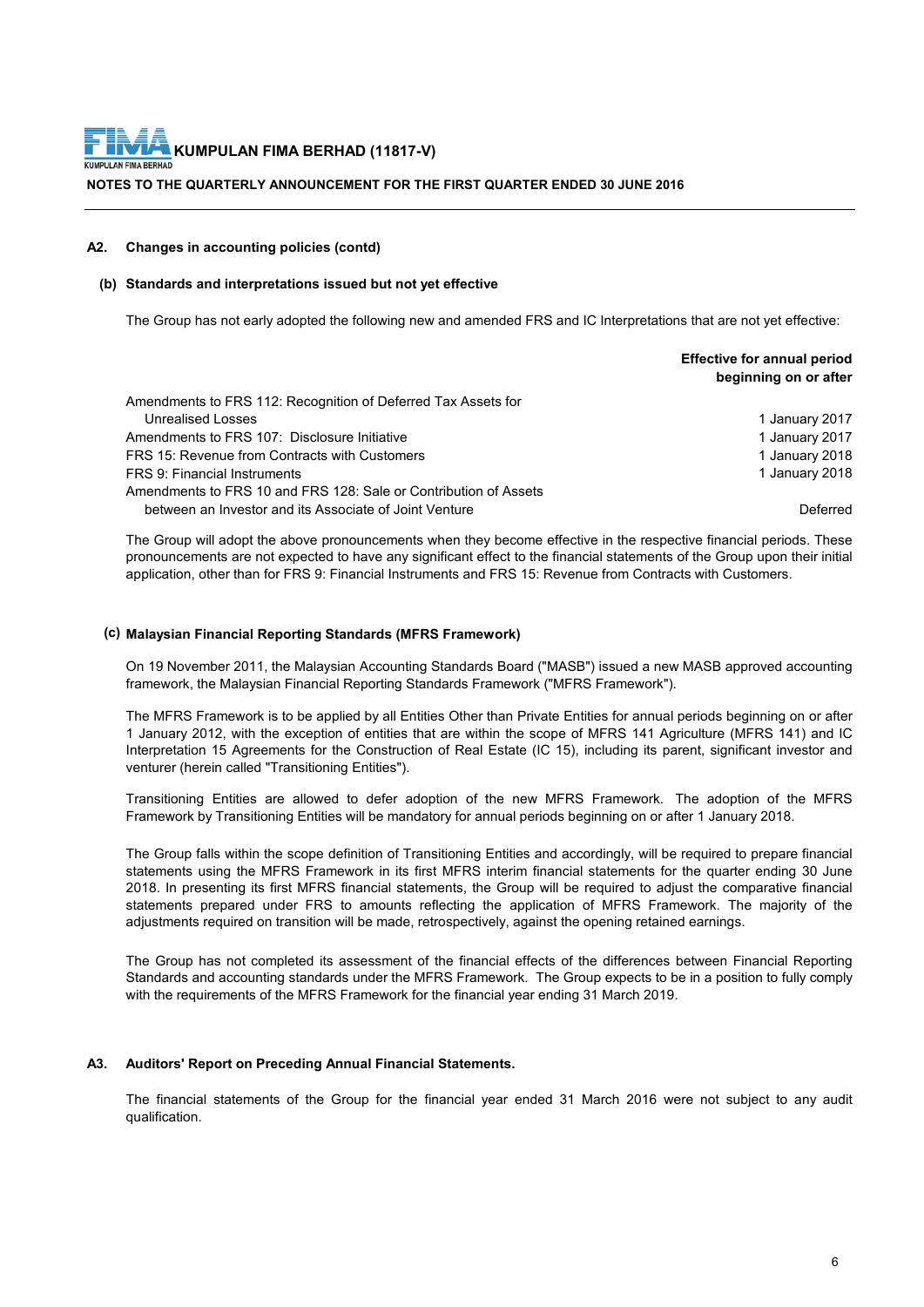### A2. Changes in accounting policies (contd)

#### (b) Standards and interpretations issued but not yet effective

The Group has not early adopted the following new and amended FRS and IC Interpretations that are not yet effective:

| | Effective for annual period beginning on or after |
|---|---|
| Amendments to FRS 112: Recognition of Deferred Tax Assets for Unrealised Losses | 1 January 2017 |
| Amendments to FRS 107: Disclosure Initiative | 1 January 2017 |
| FRS 15: Revenue from Contracts with Customers | 1 January 2018 |
| FRS 9: Financial Instruments | 1 January 2018 |
| Amendments to FRS 10 and FRS 128: Sale or Contribution of Assets between an Investor and its Associate of Joint Venture | Deferred |

The Group will adopt the above pronouncements when they become effective in the respective financial periods. These pronouncements are not expected to have any significant effect to the financial statements of the Group upon their initial application, other than for FRS 9: Financial Instruments and FRS 15: Revenue from Contracts with Customers.

#### (c) Malaysian Financial Reporting Standards (MFRS Framework)

On 19 November 2011, the Malaysian Accounting Standards Board ("MASB") issued a new MASB approved accounting framework, the Malaysian Financial Reporting Standards Framework ("MFRS Framework").

The MFRS Framework is to be applied by all Entities Other than Private Entities for annual periods beginning on or after 1 January 2012, with the exception of entities that are within the scope of MFRS 141 Agriculture (MFRS 141) and IC Interpretation 15 Agreements for the Construction of Real Estate (IC 15), including its parent, significant investor and venturer (herein called "Transitioning Entities").

Transitioning Entities are allowed to defer adoption of the new MFRS Framework. The adoption of the MFRS Framework by Transitioning Entities will be mandatory for annual periods beginning on or after 1 January 2018.

The Group falls within the scope definition of Transitioning Entities and accordingly, will be required to prepare financial statements using the MFRS Framework in its first MFRS interim financial statements for the quarter ending 30 June 2018. In presenting its first MFRS financial statements, the Group will be required to adjust the comparative financial statements prepared under FRS to amounts reflecting the application of MFRS Framework. The majority of the adjustments required on transition will be made, retrospectively, against the opening retained earnings.

The Group has not completed its assessment of the financial effects of the differences between Financial Reporting Standards and accounting standards under the MFRS Framework. The Group expects to be in a position to fully comply with the requirements of the MFRS Framework for the financial year ending 31 March 2019.

### A3. Auditors' Report on Preceding Annual Financial Statements.

The financial statements of the Group for the financial year ended 31 March 2016 were not subject to any audit qualification.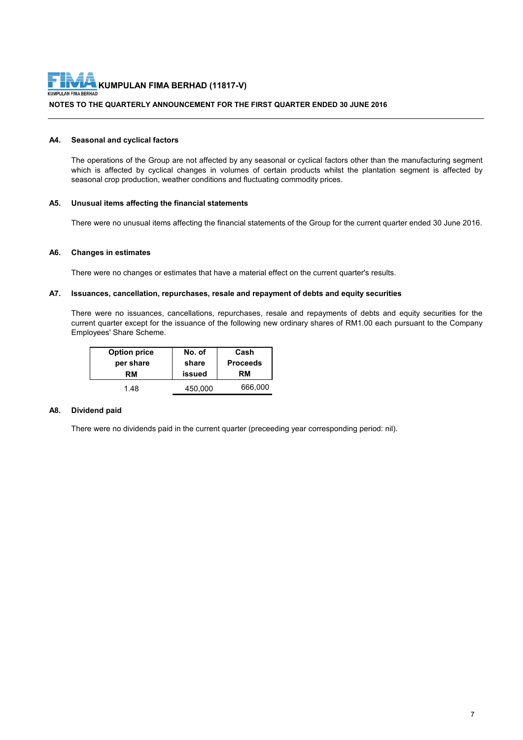**KUMPULAN FIMA BERHAD (11817-V)**

**NOTES TO THE QUARTERLY ANNOUNCEMENT FOR THE FIRST QUARTER ENDED 30 JUNE 2016**

**A4. Seasonal and cyclical factors**

The operations of the Group are not affected by any seasonal or cyclical factors other than the manufacturing segment which is affected by cyclical changes in volumes of certain products whilst the plantation segment is affected by seasonal crop production, weather conditions and fluctuating commodity prices.

**A5. Unusual items affecting the financial statements**

There were no unusual items affecting the financial statements of the Group for the current quarter ended 30 June 2016.

**A6. Changes in estimates**

There were no changes or estimates that have a material effect on the current quarter's results.

**A7. Issuances, cancellation, repurchases, resale and repayment of debts and equity securities**

There were no issuances, cancellations, repurchases, resale and repayments of debts and equity securities for the current quarter except for the issuance of the following new ordinary shares of RM1.00 each pursuant to the Company Employees' Share Scheme.

| Option price per share RM | No. of share issued | Cash Proceeds RM |
|---|---|---|
| 1.48 | 450,000 | 666,000 |

**A8. Dividend paid**

There were no dividends paid in the current quarter (preceeding year corresponding period: nil).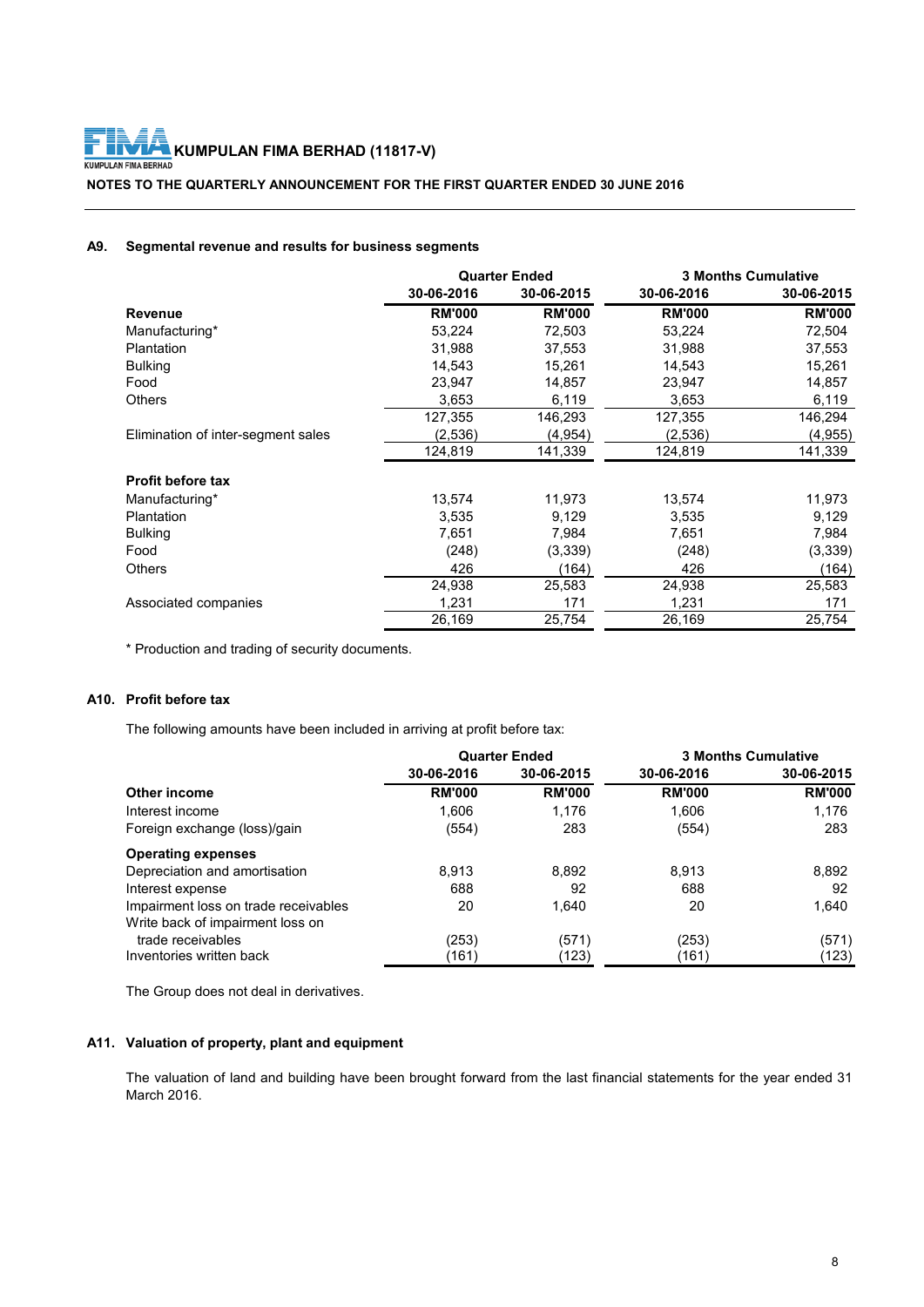## A9. Segmental revenue and results for business segments

| | Quarter Ended | | 3 Months Cumulative | |
|---|---|---|---|---|
| | 30-06-2016 | 30-06-2015 | 30-06-2016 | 30-06-2015 |
| **Revenue** | **RM'000** | **RM'000** | **RM'000** | **RM'000** |
| Manufacturing* | 53,224 | 72,503 | 53,224 | 72,504 |
| Plantation | 31,988 | 37,553 | 31,988 | 37,553 |
| Bulking | 14,543 | 15,261 | 14,543 | 15,261 |
| Food | 23,947 | 14,857 | 23,947 | 14,857 |
| Others | 3,653 | 6,119 | 3,653 | 6,119 |
| | 127,355 | 146,293 | 127,355 | 146,294 |
| Elimination of inter-segment sales | (2,536) | (4,954) | (2,536) | (4,955) |
| | 124,819 | 141,339 | 124,819 | 141,339 |
| **Profit before tax** | | | | |
| Manufacturing* | 13,574 | 11,973 | 13,574 | 11,973 |
| Plantation | 3,535 | 9,129 | 3,535 | 9,129 |
| Bulking | 7,651 | 7,984 | 7,651 | 7,984 |
| Food | (248) | (3,339) | (248) | (3,339) |
| Others | 426 | (164) | 426 | (164) |
| | 24,938 | 25,583 | 24,938 | 25,583 |
| Associated companies | 1,231 | 171 | 1,231 | 171 |
| | 26,169 | 25,754 | 26,169 | 25,754 |

\* Production and trading of security documents.

## A10. Profit before tax

The following amounts have been included in arriving at profit before tax:

| | Quarter Ended | | 3 Months Cumulative | |
|---|---|---|---|---|
| | 30-06-2016 | 30-06-2015 | 30-06-2016 | 30-06-2015 |
| **Other income** | **RM'000** | **RM'000** | **RM'000** | **RM'000** |
| Interest income | 1,606 | 1,176 | 1,606 | 1,176 |
| Foreign exchange (loss)/gain | (554) | 283 | (554) | 283 |
| **Operating expenses** | | | | |
| Depreciation and amortisation | 8,913 | 8,892 | 8,913 | 8,892 |
| Interest expense | 688 | 92 | 688 | 92 |
| Impairment loss on trade receivables | 20 | 1,640 | 20 | 1,640 |
| Write back of impairment loss on trade receivables | (253) | (571) | (253) | (571) |
| Inventories written back | (161) | (123) | (161) | (123) |

The Group does not deal in derivatives.

## A11. Valuation of property, plant and equipment

The valuation of land and building have been brought forward from the last financial statements for the year ended 31 March 2016.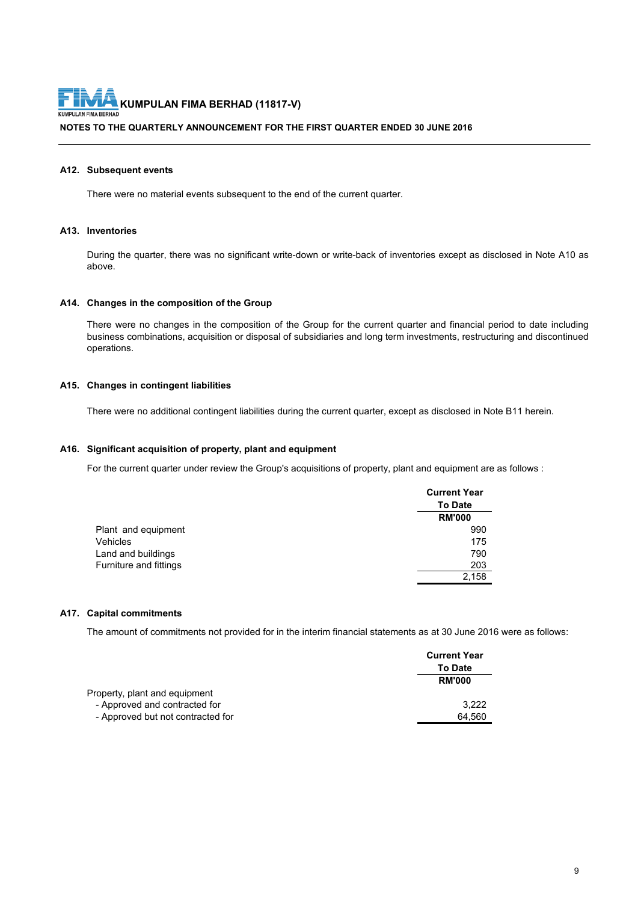KUMPULAN FIMA BERHAD (11817-V)

NOTES TO THE QUARTERLY ANNOUNCEMENT FOR THE FIRST QUARTER ENDED 30 JUNE 2016

### A12. Subsequent events

There were no material events subsequent to the end of the current quarter.

### A13. Inventories

During the quarter, there was no significant write-down or write-back of inventories except as disclosed in Note A10 as above.

### A14. Changes in the composition of the Group

There were no changes in the composition of the Group for the current quarter and financial period to date including business combinations, acquisition or disposal of subsidiaries and long term investments, restructuring and discontinued operations.

### A15. Changes in contingent liabilities

There were no additional contingent liabilities during the current quarter, except as disclosed in Note B11 herein.

### A16. Significant acquisition of property, plant and equipment

For the current quarter under review the Group's acquisitions of property, plant and equipment are as follows :

| | Current Year To Date |
|---|---|
| | RM'000 |
| Plant and equipment | 990 |
| Vehicles | 175 |
| Land and buildings | 790 |
| Furniture and fittings | 203 |
| | 2,158 |

### A17. Capital commitments

The amount of commitments not provided for in the interim financial statements as at 30 June 2016 were as follows:

| | Current Year To Date |
|---|---|
| | RM'000 |
| Property, plant and equipment | |
| - Approved and contracted for | 3,222 |
| - Approved but not contracted for | 64,560 |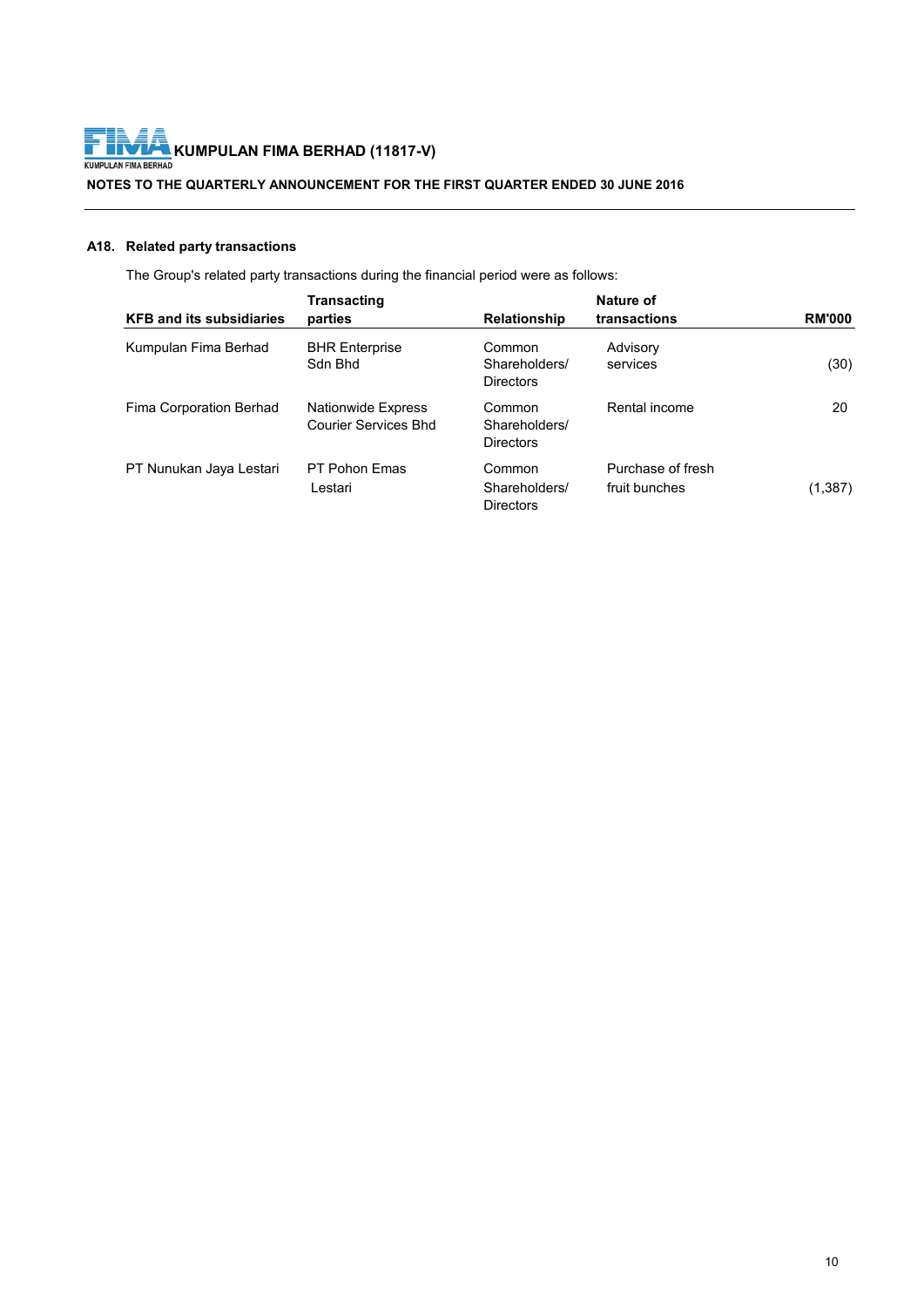### A18. Related party transactions

The Group's related party transactions during the financial period were as follows:

| KFB and its subsidiaries | Transacting parties | Relationship | Nature of transactions | RM'000 |
|---|---|---|---|---|
| Kumpulan Fima Berhad | BHR Enterprise Sdn Bhd | Common Shareholders/ Directors | Advisory services | (30) |
| Fima Corporation Berhad | Nationwide Express Courier Services Bhd | Common Shareholders/ Directors | Rental income | 20 |
| PT Nunukan Jaya Lestari | PT Pohon Emas Lestari | Common Shareholders/ Directors | Purchase of fresh fruit bunches | (1,387) |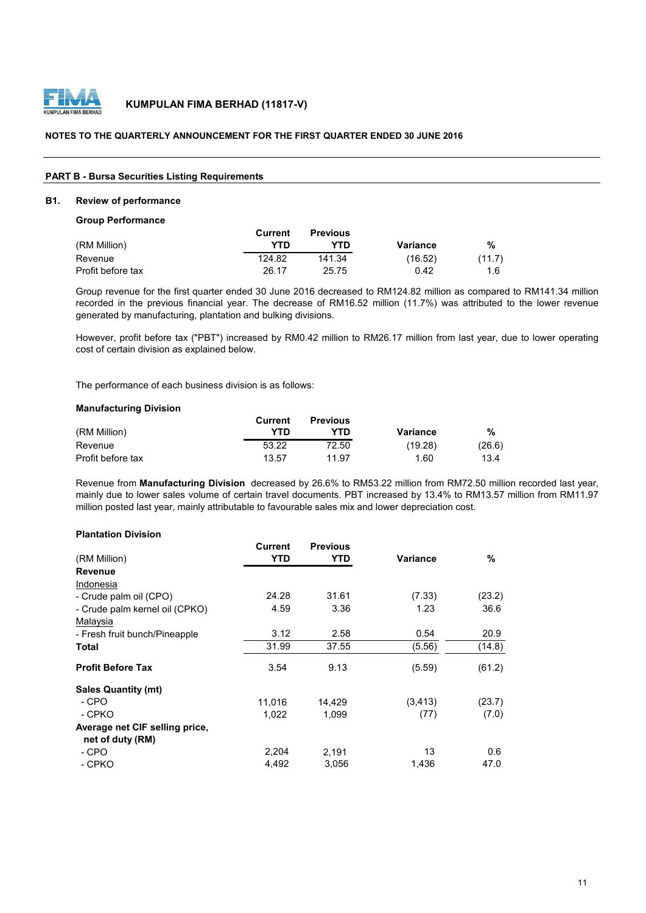**KUMPULAN FIMA BERHAD (11817-V)**

**NOTES TO THE QUARTERLY ANNOUNCEMENT FOR THE FIRST QUARTER ENDED 30 JUNE 2016**

## PART B - Bursa Securities Listing Requirements

### B1. Review of performance

**Group Performance**

| (RM Million) | Current YTD | Previous YTD | Variance | % |
|---|---|---|---|---|
| Revenue | 124.82 | 141.34 | (16.52) | (11.7) |
| Profit before tax | 26.17 | 25.75 | 0.42 | 1.6 |

Group revenue for the first quarter ended 30 June 2016 decreased to RM124.82 million as compared to RM141.34 million recorded in the previous financial year. The decrease of RM16.52 million (11.7%) was attributed to the lower revenue generated by manufacturing, plantation and bulking divisions.

However, profit before tax ("PBT") increased by RM0.42 million to RM26.17 million from last year, due to lower operating cost of certain division as explained below.

The performance of each business division is as follows:

**Manufacturing Division**

| (RM Million) | Current YTD | Previous YTD | Variance | % |
|---|---|---|---|---|
| Revenue | 53.22 | 72.50 | (19.28) | (26.6) |
| Profit before tax | 13.57 | 11.97 | 1.60 | 13.4 |

Revenue from **Manufacturing Division** decreased by 26.6% to RM53.22 million from RM72.50 million recorded last year, mainly due to lower sales volume of certain travel documents. PBT increased by 13.4% to RM13.57 million from RM11.97 million posted last year, mainly attributable to favourable sales mix and lower depreciation cost.

**Plantation Division**

| (RM Million) | Current YTD | Previous YTD | Variance | % |
|---|---|---|---|---|
| **Revenue** | | | | |
| Indonesia | | | | |
| - Crude palm oil (CPO) | 24.28 | 31.61 | (7.33) | (23.2) |
| - Crude palm kernel oil (CPKO) | 4.59 | 3.36 | 1.23 | 36.6 |
| Malaysia | | | | |
| - Fresh fruit bunch/Pineapple | 3.12 | 2.58 | 0.54 | 20.9 |
| **Total** | 31.99 | 37.55 | (5.56) | (14.8) |
| **Profit Before Tax** | 3.54 | 9.13 | (5.59) | (61.2) |
| **Sales Quantity (mt)** | | | | |
| - CPO | 11,016 | 14,429 | (3,413) | (23.7) |
| - CPKO | 1,022 | 1,099 | (77) | (7.0) |
| **Average net CIF selling price, net of duty (RM)** | | | | |
| - CPO | 2,204 | 2,191 | 13 | 0.6 |
| - CPKO | 4,492 | 3,056 | 1,436 | 47.0 |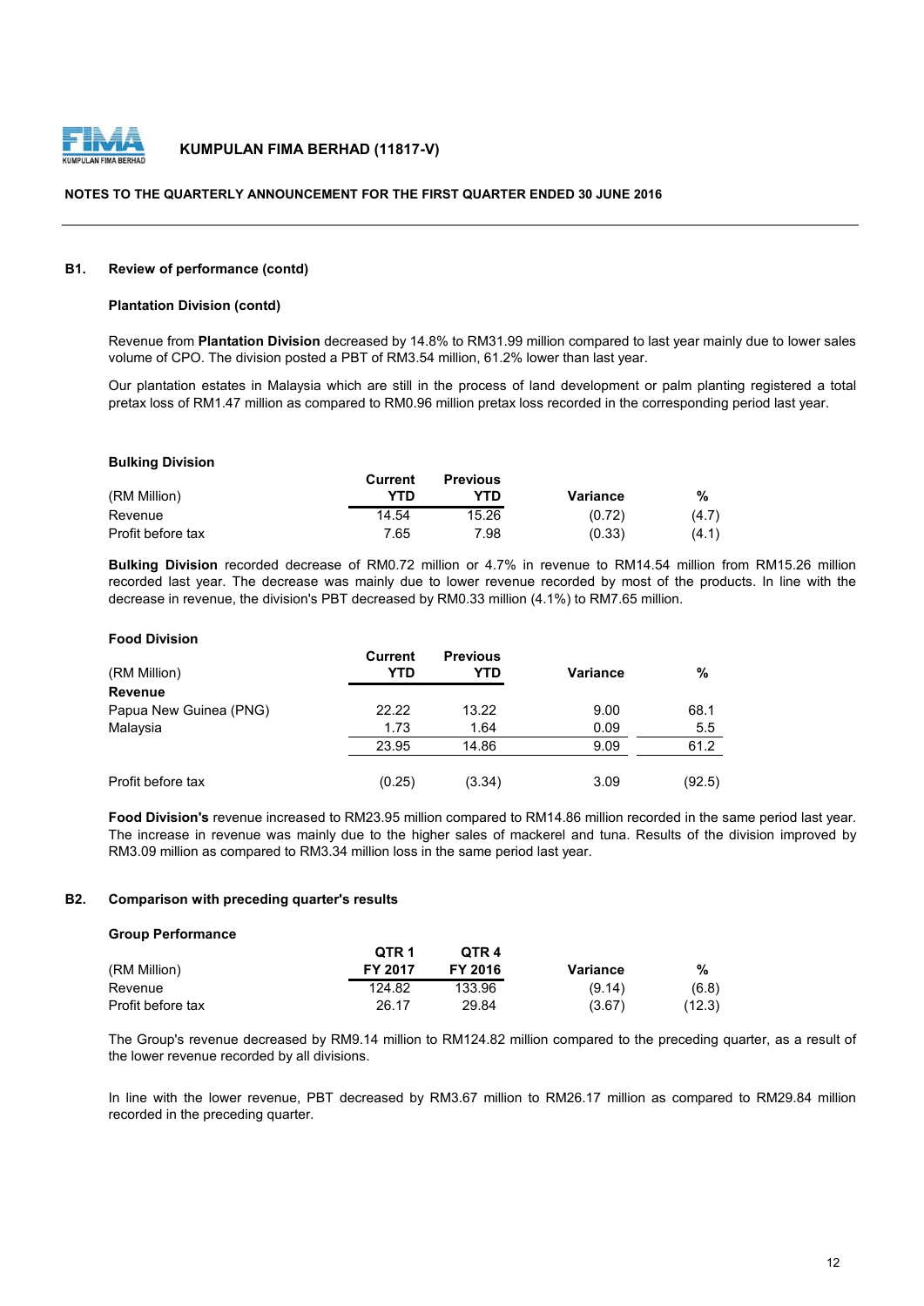### B1. Review of performance (contd)

**Plantation Division (contd)**

Revenue from **Plantation Division** decreased by 14.8% to RM31.99 million compared to last year mainly due to lower sales volume of CPO. The division posted a PBT of RM3.54 million, 61.2% lower than last year.

Our plantation estates in Malaysia which are still in the process of land development or palm planting registered a total pretax loss of RM1.47 million as compared to RM0.96 million pretax loss recorded in the corresponding period last year.

**Bulking Division**

| (RM Million) | Current YTD | Previous YTD | Variance | % |
|---|---|---|---|---|
| Revenue | 14.54 | 15.26 | (0.72) | (4.7) |
| Profit before tax | 7.65 | 7.98 | (0.33) | (4.1) |

**Bulking Division** recorded decrease of RM0.72 million or 4.7% in revenue to RM14.54 million from RM15.26 million recorded last year. The decrease was mainly due to lower revenue recorded by most of the products. In line with the decrease in revenue, the division's PBT decreased by RM0.33 million (4.1%) to RM7.65 million.

**Food Division**

| (RM Million) | Current YTD | Previous YTD | Variance | % |
|---|---|---|---|---|
| **Revenue** | | | | |
| Papua New Guinea (PNG) | 22.22 | 13.22 | 9.00 | 68.1 |
| Malaysia | 1.73 | 1.64 | 0.09 | 5.5 |
| | 23.95 | 14.86 | 9.09 | 61.2 |
| Profit before tax | (0.25) | (3.34) | 3.09 | (92.5) |

**Food Division's** revenue increased to RM23.95 million compared to RM14.86 million recorded in the same period last year. The increase in revenue was mainly due to the higher sales of mackerel and tuna. Results of the division improved by RM3.09 million as compared to RM3.34 million loss in the same period last year.

### B2. Comparison with preceding quarter's results

**Group Performance**

| (RM Million) | QTR 1 FY 2017 | QTR 4 FY 2016 | Variance | % |
|---|---|---|---|---|
| Revenue | 124.82 | 133.96 | (9.14) | (6.8) |
| Profit before tax | 26.17 | 29.84 | (3.67) | (12.3) |

The Group's revenue decreased by RM9.14 million to RM124.82 million compared to the preceding quarter, as a result of the lower revenue recorded by all divisions.

In line with the lower revenue, PBT decreased by RM3.67 million to RM26.17 million as compared to RM29.84 million recorded in the preceding quarter.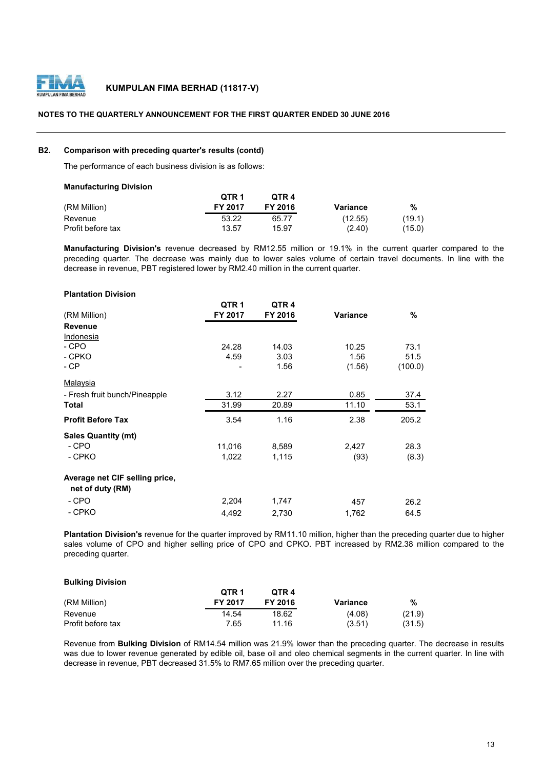**NOTES TO THE QUARTERLY ANNOUNCEMENT FOR THE FIRST QUARTER ENDED 30 JUNE 2016**

## B2. Comparison with preceding quarter's results (contd)

The performance of each business division is as follows:

**Manufacturing Division**

| (RM Million) | QTR 1 FY 2017 | QTR 4 FY 2016 | Variance | % |
|---|---|---|---|---|
| Revenue | 53.22 | 65.77 | (12.55) | (19.1) |
| Profit before tax | 13.57 | 15.97 | (2.40) | (15.0) |

**Manufacturing Division's** revenue decreased by RM12.55 million or 19.1% in the current quarter compared to the preceding quarter. The decrease was mainly due to lower sales volume of certain travel documents. In line with the decrease in revenue, PBT registered lower by RM2.40 million in the current quarter.

**Plantation Division**

| (RM Million) | QTR 1 FY 2017 | QTR 4 FY 2016 | Variance | % |
|---|---|---|---|---|
| **Revenue** | | | | |
| Indonesia | | | | |
| - CPO | 24.28 | 14.03 | 10.25 | 73.1 |
| - CPKO | 4.59 | 3.03 | 1.56 | 51.5 |
| - CP | - | 1.56 | (1.56) | (100.0) |
| Malaysia | | | | |
| - Fresh fruit bunch/Pineapple | 3.12 | 2.27 | 0.85 | 37.4 |
| **Total** | 31.99 | 20.89 | 11.10 | 53.1 |
| **Profit Before Tax** | 3.54 | 1.16 | 2.38 | 205.2 |
| **Sales Quantity (mt)** | | | | |
| - CPO | 11,016 | 8,589 | 2,427 | 28.3 |
| - CPKO | 1,022 | 1,115 | (93) | (8.3) |
| **Average net CIF selling price, net of duty (RM)** | | | | |
| - CPO | 2,204 | 1,747 | 457 | 26.2 |
| - CPKO | 4,492 | 2,730 | 1,762 | 64.5 |

**Plantation Division's** revenue for the quarter improved by RM11.10 million, higher than the preceding quarter due to higher sales volume of CPO and higher selling price of CPO and CPKO. PBT increased by RM2.38 million compared to the preceding quarter.

**Bulking Division**

| (RM Million) | QTR 1 FY 2017 | QTR 4 FY 2016 | Variance | % |
|---|---|---|---|---|
| Revenue | 14.54 | 18.62 | (4.08) | (21.9) |
| Profit before tax | 7.65 | 11.16 | (3.51) | (31.5) |

Revenue from **Bulking Division** of RM14.54 million was 21.9% lower than the preceding quarter. The decrease in results was due to lower revenue generated by edible oil, base oil and oleo chemical segments in the current quarter. In line with decrease in revenue, PBT decreased 31.5% to RM7.65 million over the preceding quarter.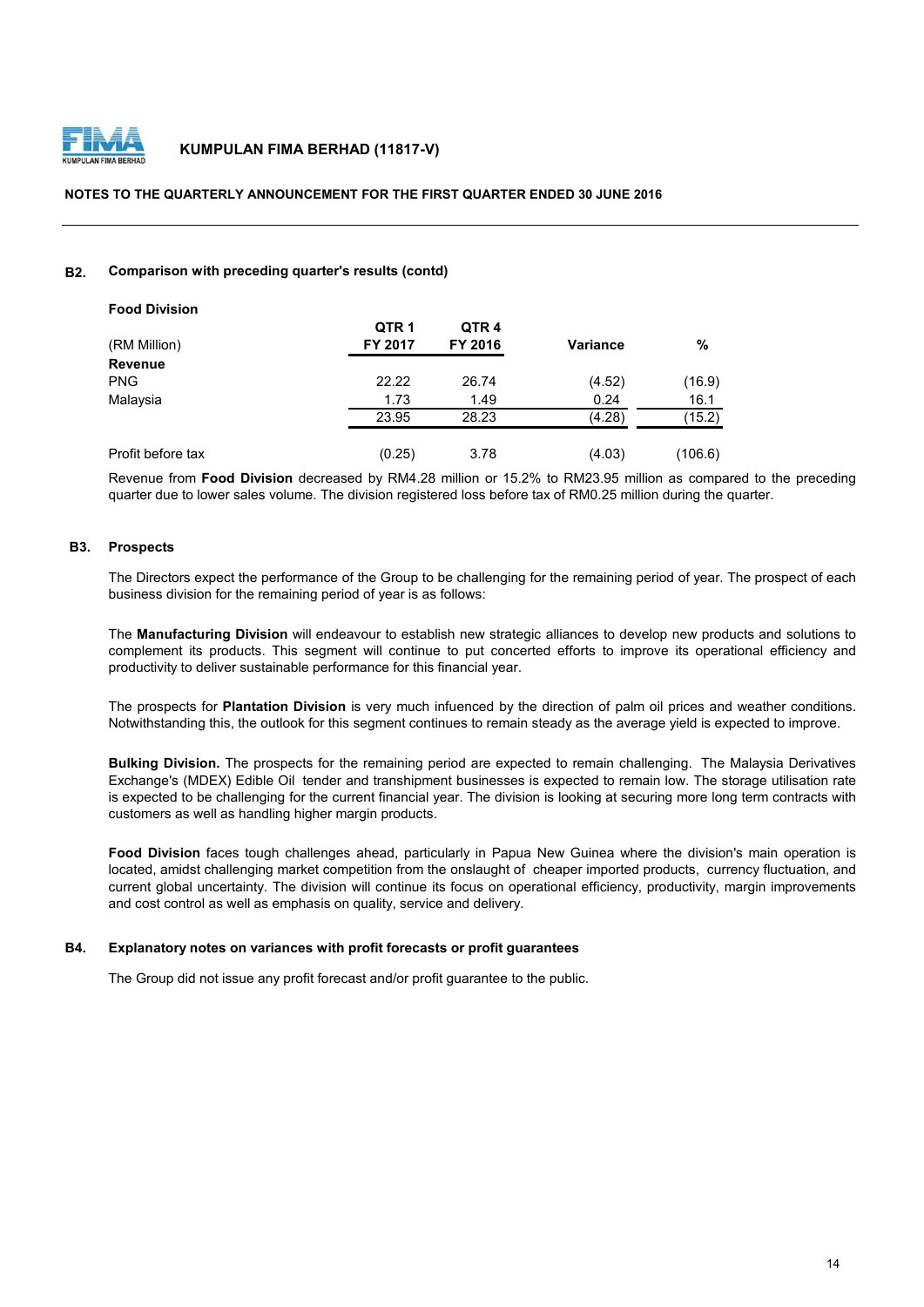## B2. Comparison with preceding quarter's results (contd)

**Food Division**

| (RM Million) | QTR 1 FY 2017 | QTR 4 FY 2016 | Variance | % |
|---|---|---|---|---|
| **Revenue** | | | | |
| PNG | 22.22 | 26.74 | (4.52) | (16.9) |
| Malaysia | 1.73 | 1.49 | 0.24 | 16.1 |
| | 23.95 | 28.23 | (4.28) | (15.2) |
| Profit before tax | (0.25) | 3.78 | (4.03) | (106.6) |

Revenue from **Food Division** decreased by RM4.28 million or 15.2% to RM23.95 million as compared to the preceding quarter due to lower sales volume. The division registered loss before tax of RM0.25 million during the quarter.

## B3. Prospects

The Directors expect the performance of the Group to be challenging for the remaining period of year. The prospect of each business division for the remaining period of year is as follows:

The **Manufacturing Division** will endeavour to establish new strategic alliances to develop new products and solutions to complement its products. This segment will continue to put concerted efforts to improve its operational efficiency and productivity to deliver sustainable performance for this financial year.

The prospects for **Plantation Division** is very much infuenced by the direction of palm oil prices and weather conditions. Notwithstanding this, the outlook for this segment continues to remain steady as the average yield is expected to improve.

**Bulking Division.** The prospects for the remaining period are expected to remain challenging. The Malaysia Derivatives Exchange's (MDEX) Edible Oil tender and transhipment businesses is expected to remain low. The storage utilisation rate is expected to be challenging for the current financial year. The division is looking at securing more long term contracts with customers as well as handling higher margin products.

**Food Division** faces tough challenges ahead, particularly in Papua New Guinea where the division's main operation is located, amidst challenging market competition from the onslaught of cheaper imported products, currency fluctuation, and current global uncertainty. The division will continue its focus on operational efficiency, productivity, margin improvements and cost control as well as emphasis on quality, service and delivery.

## B4. Explanatory notes on variances with profit forecasts or profit guarantees

The Group did not issue any profit forecast and/or profit guarantee to the public.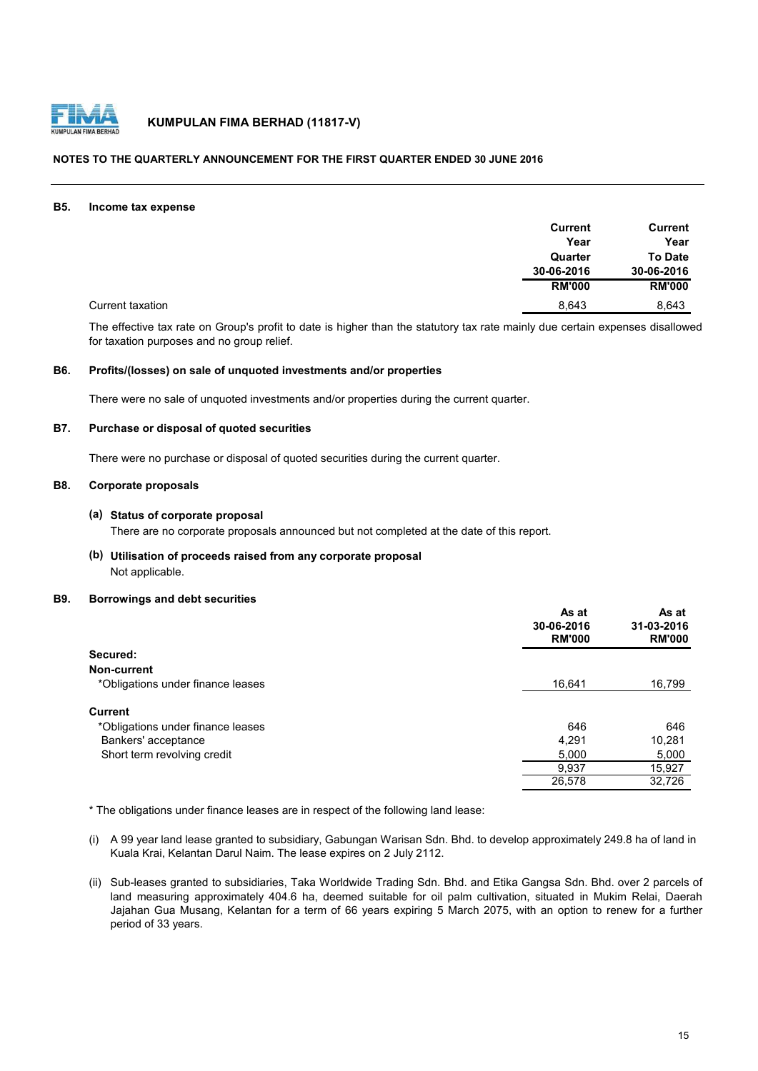**KUMPULAN FIMA BERHAD (11817-V)**

**NOTES TO THE QUARTERLY ANNOUNCEMENT FOR THE FIRST QUARTER ENDED 30 JUNE 2016**

## B5. Income tax expense

| | Current Year Quarter 30-06-2016 RM'000 | Current Year To Date 30-06-2016 RM'000 |
|---|---|---|
| Current taxation | 8,643 | 8,643 |

The effective tax rate on Group's profit to date is higher than the statutory tax rate mainly due certain expenses disallowed for taxation purposes and no group relief.

## B6. Profits/(losses) on sale of unquoted investments and/or properties

There were no sale of unquoted investments and/or properties during the current quarter.

## B7. Purchase or disposal of quoted securities

There were no purchase or disposal of quoted securities during the current quarter.

## B8. Corporate proposals

**(a) Status of corporate proposal**

There are no corporate proposals announced but not completed at the date of this report.

**(b) Utilisation of proceeds raised from any corporate proposal**

Not applicable.

## B9. Borrowings and debt securities

| | As at 30-06-2016 RM'000 | As at 31-03-2016 RM'000 |
|---|---|---|
| **Secured:** | | |
| **Non-current** | | |
| *Obligations under finance leases | 16,641 | 16,799 |
| **Current** | | |
| *Obligations under finance leases | 646 | 646 |
| Bankers' acceptance | 4,291 | 10,281 |
| Short term revolving credit | 5,000 | 5,000 |
| | 9,937 | 15,927 |
| | 26,578 | 32,726 |

* The obligations under finance leases are in respect of the following land lease:

(i) A 99 year land lease granted to subsidiary, Gabungan Warisan Sdn. Bhd. to develop approximately 249.8 ha of land in Kuala Krai, Kelantan Darul Naim. The lease expires on 2 July 2112.

(ii) Sub-leases granted to subsidiaries, Taka Worldwide Trading Sdn. Bhd. and Etika Gangsa Sdn. Bhd. over 2 parcels of land measuring approximately 404.6 ha, deemed suitable for oil palm cultivation, situated in Mukim Relai, Daerah Jajahan Gua Musang, Kelantan for a term of 66 years expiring 5 March 2075, with an option to renew for a further period of 33 years.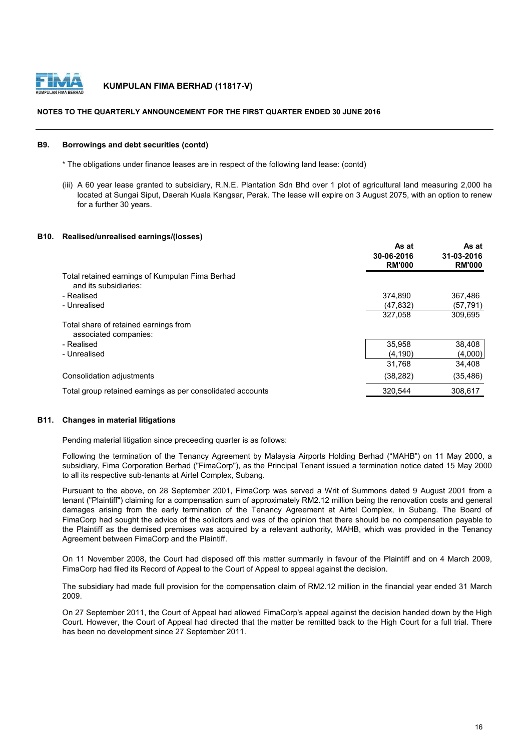### B9. Borrowings and debt securities (contd)

* The obligations under finance leases are in respect of the following land lease: (contd)

(iii) A 60 year lease granted to subsidiary, R.N.E. Plantation Sdn Bhd over 1 plot of agricultural land measuring 2,000 ha located at Sungai Siput, Daerah Kuala Kangsar, Perak. The lease will expire on 3 August 2075, with an option to renew for a further 30 years.

### B10. Realised/unrealised earnings/(losses)

| | As at 30-06-2016 RM'000 | As at 31-03-2016 RM'000 |
|---|---|---|
| Total retained earnings of Kumpulan Fima Berhad and its subsidiaries: | | |
| - Realised | 374,890 | 367,486 |
| - Unrealised | (47,832) | (57,791) |
| | 327,058 | 309,695 |
| Total share of retained earnings from associated companies: | | |
| - Realised | 35,958 | 38,408 |
| - Unrealised | (4,190) | (4,000) |
| | 31,768 | 34,408 |
| Consolidation adjustments | (38,282) | (35,486) |
| Total group retained earnings as per consolidated accounts | 320,544 | 308,617 |

### B11. Changes in material litigations

Pending material litigation since preceeding quarter is as follows:

Following the termination of the Tenancy Agreement by Malaysia Airports Holding Berhad ("MAHB") on 11 May 2000, a subsidiary, Fima Corporation Berhad ("FimaCorp"), as the Principal Tenant issued a termination notice dated 15 May 2000 to all its respective sub-tenants at Airtel Complex, Subang.

Pursuant to the above, on 28 September 2001, FimaCorp was served a Writ of Summons dated 9 August 2001 from a tenant ("Plaintiff") claiming for a compensation sum of approximately RM2.12 million being the renovation costs and general damages arising from the early termination of the Tenancy Agreement at Airtel Complex, in Subang. The Board of FimaCorp had sought the advice of the solicitors and was of the opinion that there should be no compensation payable to the Plaintiff as the demised premises was acquired by a relevant authority, MAHB, which was provided in the Tenancy Agreement between FimaCorp and the Plaintiff.

On 11 November 2008, the Court had disposed off this matter summarily in favour of the Plaintiff and on 4 March 2009, FimaCorp had filed its Record of Appeal to the Court of Appeal to appeal against the decision.

The subsidiary had made full provision for the compensation claim of RM2.12 million in the financial year ended 31 March 2009.

On 27 September 2011, the Court of Appeal had allowed FimaCorp's appeal against the decision handed down by the High Court. However, the Court of Appeal had directed that the matter be remitted back to the High Court for a full trial. There has been no development since 27 September 2011.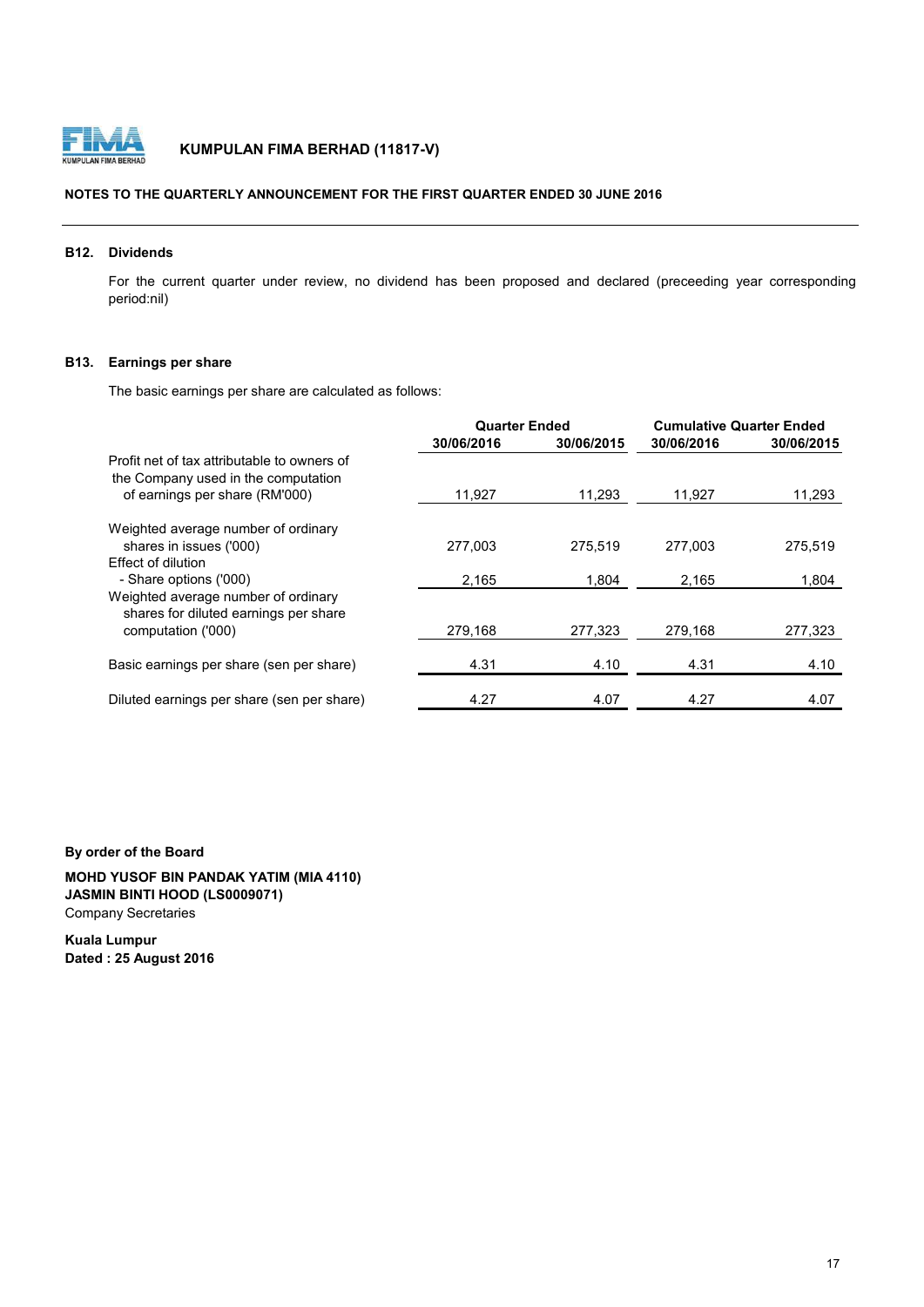**KUMPULAN FIMA BERHAD (11817-V)**

**NOTES TO THE QUARTERLY ANNOUNCEMENT FOR THE FIRST QUARTER ENDED 30 JUNE 2016**

### B12. Dividends

For the current quarter under review, no dividend has been proposed and declared (preceeding year corresponding period:nil)

### B13. Earnings per share

The basic earnings per share are calculated as follows:

| | Quarter Ended | | Cumulative Quarter Ended | |
|---|---|---|---|---|
| | 30/06/2016 | 30/06/2015 | 30/06/2016 | 30/06/2015 |
| Profit net of tax attributable to owners of the Company used in the computation of earnings per share (RM'000) | 11,927 | 11,293 | 11,927 | 11,293 |
| Weighted average number of ordinary shares in issues ('000) | 277,003 | 275,519 | 277,003 | 275,519 |
| Effect of dilution | | | | |
| - Share options ('000) | 2,165 | 1,804 | 2,165 | 1,804 |
| Weighted average number of ordinary shares for diluted earnings per share computation ('000) | 279,168 | 277,323 | 279,168 | 277,323 |
| Basic earnings per share (sen per share) | 4.31 | 4.10 | 4.31 | 4.10 |
| Diluted earnings per share (sen per share) | 4.27 | 4.07 | 4.27 | 4.07 |

**By order of the Board**

**MOHD YUSOF BIN PANDAK YATIM (MIA 4110)**
**JASMIN BINTI HOOD (LS0009071)**
Company Secretaries

**Kuala Lumpur**
**Dated : 25 August 2016**